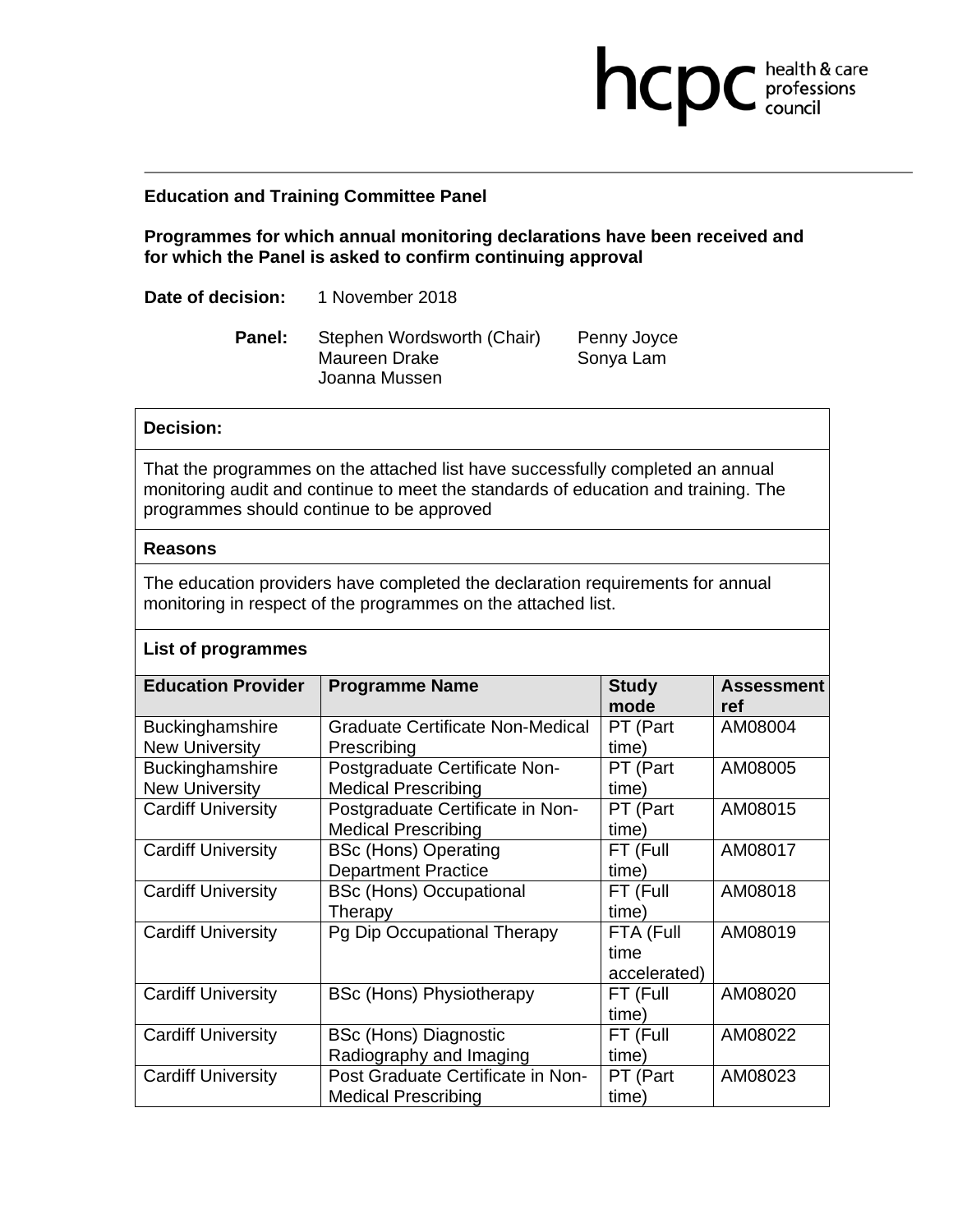**Education and Training Committee Panel**

**Programmes for which annual monitoring declarations have been received and for which the Panel is asked to confirm continuing approval**

**Date of decision:** 1 November 2018

**Panel:** Stephen Wordsworth (Chair), Penny Joyce, Maureen Drake, Sonya Lam, Joanna Mussen

**Decision:**

That the programmes on the attached list have successfully completed an annual monitoring audit and continue to meet the standards of education and training. The programmes should continue to be approved

**Reasons**

The education providers have completed the declaration requirements for annual monitoring in respect of the programmes on the attached list.

**List of programmes**

| Education Provider | Programme Name | Study mode | Assessment ref |
|---|---|---|---|
| Buckinghamshire New University | Graduate Certificate Non-Medical Prescribing | PT (Part time) | AM08004 |
| Buckinghamshire New University | Postgraduate Certificate Non-Medical Prescribing | PT (Part time) | AM08005 |
| Cardiff University | Postgraduate Certificate in Non-Medical Prescribing | PT (Part time) | AM08015 |
| Cardiff University | BSc (Hons) Operating Department Practice | FT (Full time) | AM08017 |
| Cardiff University | BSc (Hons) Occupational Therapy | FT (Full time) | AM08018 |
| Cardiff University | Pg Dip Occupational Therapy | FTA (Full time accelerated) | AM08019 |
| Cardiff University | BSc (Hons) Physiotherapy | FT (Full time) | AM08020 |
| Cardiff University | BSc (Hons) Diagnostic Radiography and Imaging | FT (Full time) | AM08022 |
| Cardiff University | Post Graduate Certificate in Non-Medical Prescribing | PT (Part time) | AM08023 |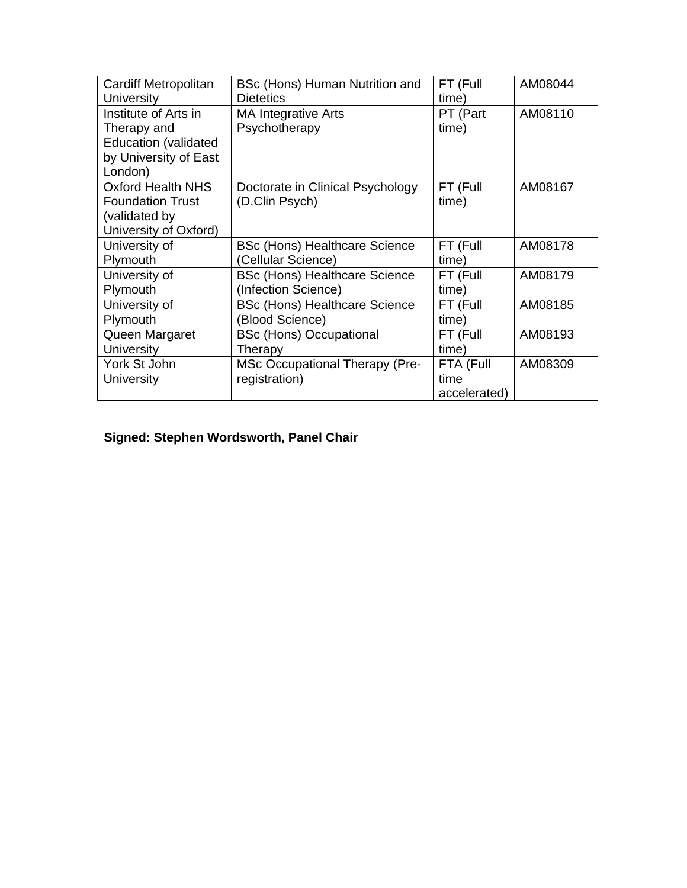| | | | |
|---|---|---|---|
| Cardiff Metropolitan University | BSc (Hons) Human Nutrition and Dietetics | FT (Full time) | AM08044 |
| Institute of Arts in Therapy and Education (validated by University of East London) | MA Integrative Arts Psychotherapy | PT (Part time) | AM08110 |
| Oxford Health NHS Foundation Trust (validated by University of Oxford) | Doctorate in Clinical Psychology (D.Clin Psych) | FT (Full time) | AM08167 |
| University of Plymouth | BSc (Hons) Healthcare Science (Cellular Science) | FT (Full time) | AM08178 |
| University of Plymouth | BSc (Hons) Healthcare Science (Infection Science) | FT (Full time) | AM08179 |
| University of Plymouth | BSc (Hons) Healthcare Science (Blood Science) | FT (Full time) | AM08185 |
| Queen Margaret University | BSc (Hons) Occupational Therapy | FT (Full time) | AM08193 |
| York St John University | MSc Occupational Therapy (Pre-registration) | FTA (Full time accelerated) | AM08309 |

**Signed: Stephen Wordsworth, Panel Chair**